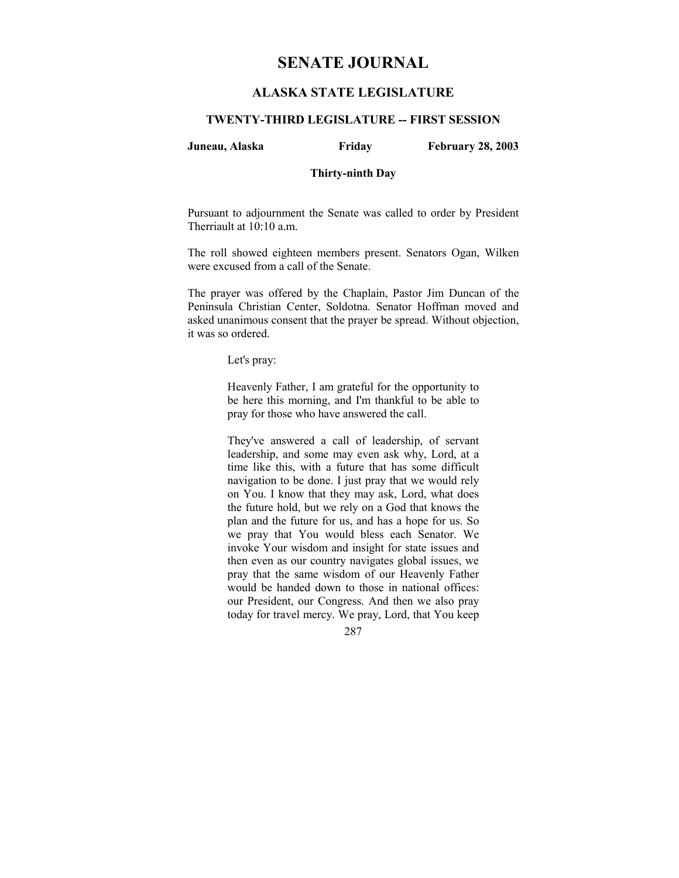# SENATE JOURNAL

## ALASKA STATE LEGISLATURE

### TWENTY-THIRD LEGISLATURE -- FIRST SESSION

**Juneau, Alaska** **Friday** **February 28, 2003**

**Thirty-ninth Day**

Pursuant to adjournment the Senate was called to order by President Therriault at 10:10 a.m.

The roll showed eighteen members present. Senators Ogan, Wilken were excused from a call of the Senate.

The prayer was offered by the Chaplain, Pastor Jim Duncan of the Peninsula Christian Center, Soldotna. Senator Hoffman moved and asked unanimous consent that the prayer be spread. Without objection, it was so ordered.

> Let's pray:
>
> Heavenly Father, I am grateful for the opportunity to be here this morning, and I'm thankful to be able to pray for those who have answered the call.
>
> They've answered a call of leadership, of servant leadership, and some may even ask why, Lord, at a time like this, with a future that has some difficult navigation to be done. I just pray that we would rely on You. I know that they may ask, Lord, what does the future hold, but we rely on a God that knows the plan and the future for us, and has a hope for us. So we pray that You would bless each Senator. We invoke Your wisdom and insight for state issues and then even as our country navigates global issues, we pray that the same wisdom of our Heavenly Father would be handed down to those in national offices: our President, our Congress. And then we also pray today for travel mercy. We pray, Lord, that You keep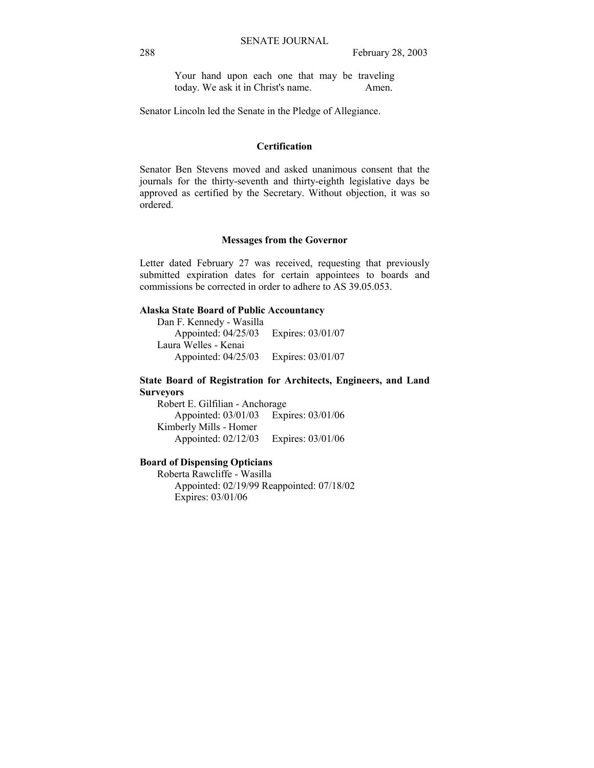Your hand upon each one that may be traveling today. We ask it in Christ's name. Amen.

Senator Lincoln led the Senate in the Pledge of Allegiance.

## Certification

Senator Ben Stevens moved and asked unanimous consent that the journals for the thirty-seventh and thirty-eighth legislative days be approved as certified by the Secretary. Without objection, it was so ordered.

## Messages from the Governor

Letter dated February 27 was received, requesting that previously submitted expiration dates for certain appointees to boards and commissions be corrected in order to adhere to AS 39.05.053.

**Alaska State Board of Public Accountancy**

Dan F. Kennedy - Wasilla
Appointed: 04/25/03 Expires: 03/01/07

Laura Welles - Kenai
Appointed: 04/25/03 Expires: 03/01/07

**State Board of Registration for Architects, Engineers, and Land Surveyors**

Robert E. Gilfilian - Anchorage
Appointed: 03/01/03 Expires: 03/01/06

Kimberly Mills - Homer
Appointed: 02/12/03 Expires: 03/01/06

**Board of Dispensing Opticians**

Roberta Rawcliffe - Wasilla
Appointed: 02/19/99 Reappointed: 07/18/02
Expires: 03/01/06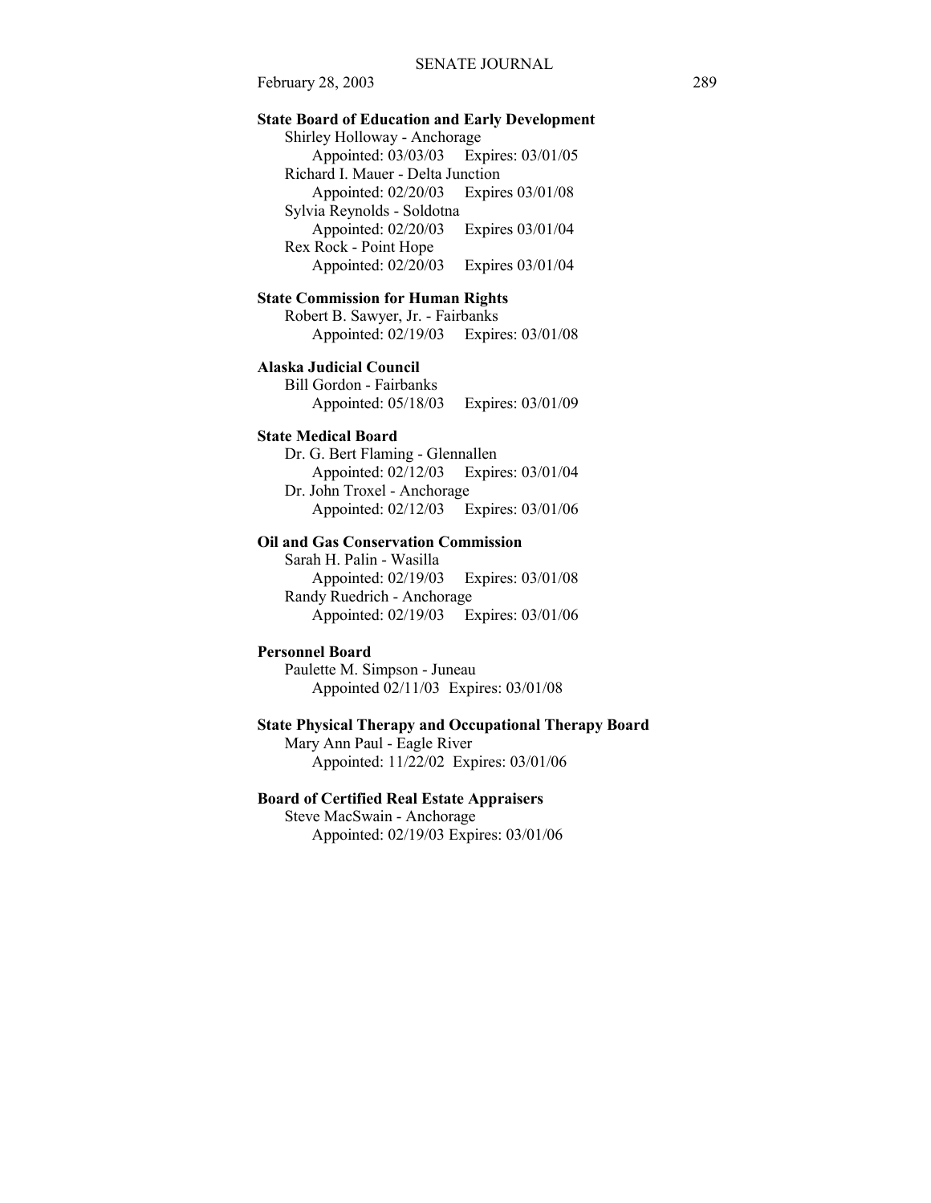**State Board of Education and Early Development**

Shirley Holloway - Anchorage
Appointed: 03/03/03 Expires: 03/01/05

Richard I. Mauer - Delta Junction
Appointed: 02/20/03 Expires 03/01/08

Sylvia Reynolds - Soldotna
Appointed: 02/20/03 Expires 03/01/04

Rex Rock - Point Hope
Appointed: 02/20/03 Expires 03/01/04

**State Commission for Human Rights**

Robert B. Sawyer, Jr. - Fairbanks
Appointed: 02/19/03 Expires: 03/01/08

**Alaska Judicial Council**

Bill Gordon - Fairbanks
Appointed: 05/18/03 Expires: 03/01/09

**State Medical Board**

Dr. G. Bert Flaming - Glennallen
Appointed: 02/12/03 Expires: 03/01/04

Dr. John Troxel - Anchorage
Appointed: 02/12/03 Expires: 03/01/06

**Oil and Gas Conservation Commission**

Sarah H. Palin - Wasilla
Appointed: 02/19/03 Expires: 03/01/08

Randy Ruedrich - Anchorage
Appointed: 02/19/03 Expires: 03/01/06

**Personnel Board**

Paulette M. Simpson - Juneau
Appointed 02/11/03 Expires: 03/01/08

**State Physical Therapy and Occupational Therapy Board**

Mary Ann Paul - Eagle River
Appointed: 11/22/02 Expires: 03/01/06

**Board of Certified Real Estate Appraisers**

Steve MacSwain - Anchorage
Appointed: 02/19/03 Expires: 03/01/06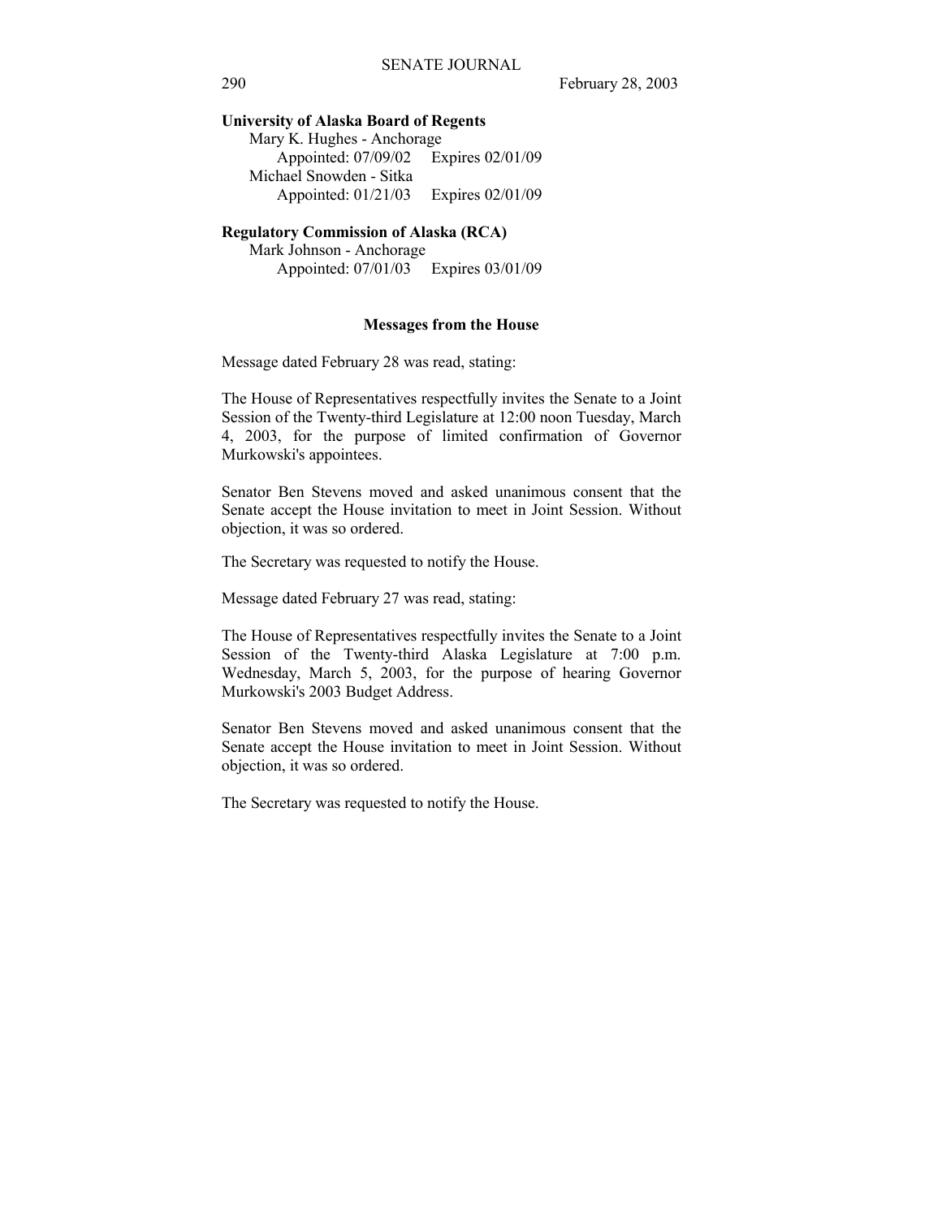**University of Alaska Board of Regents**

Mary K. Hughes - Anchorage
    Appointed: 07/09/02    Expires 02/01/09

Michael Snowden - Sitka
    Appointed: 01/21/03    Expires 02/01/09

**Regulatory Commission of Alaska (RCA)**

Mark Johnson - Anchorage
    Appointed: 07/01/03    Expires 03/01/09

### Messages from the House

Message dated February 28 was read, stating:

The House of Representatives respectfully invites the Senate to a Joint Session of the Twenty-third Legislature at 12:00 noon Tuesday, March 4, 2003, for the purpose of limited confirmation of Governor Murkowski's appointees.

Senator Ben Stevens moved and asked unanimous consent that the Senate accept the House invitation to meet in Joint Session. Without objection, it was so ordered.

The Secretary was requested to notify the House.

Message dated February 27 was read, stating:

The House of Representatives respectfully invites the Senate to a Joint Session of the Twenty-third Alaska Legislature at 7:00 p.m. Wednesday, March 5, 2003, for the purpose of hearing Governor Murkowski's 2003 Budget Address.

Senator Ben Stevens moved and asked unanimous consent that the Senate accept the House invitation to meet in Joint Session. Without objection, it was so ordered.

The Secretary was requested to notify the House.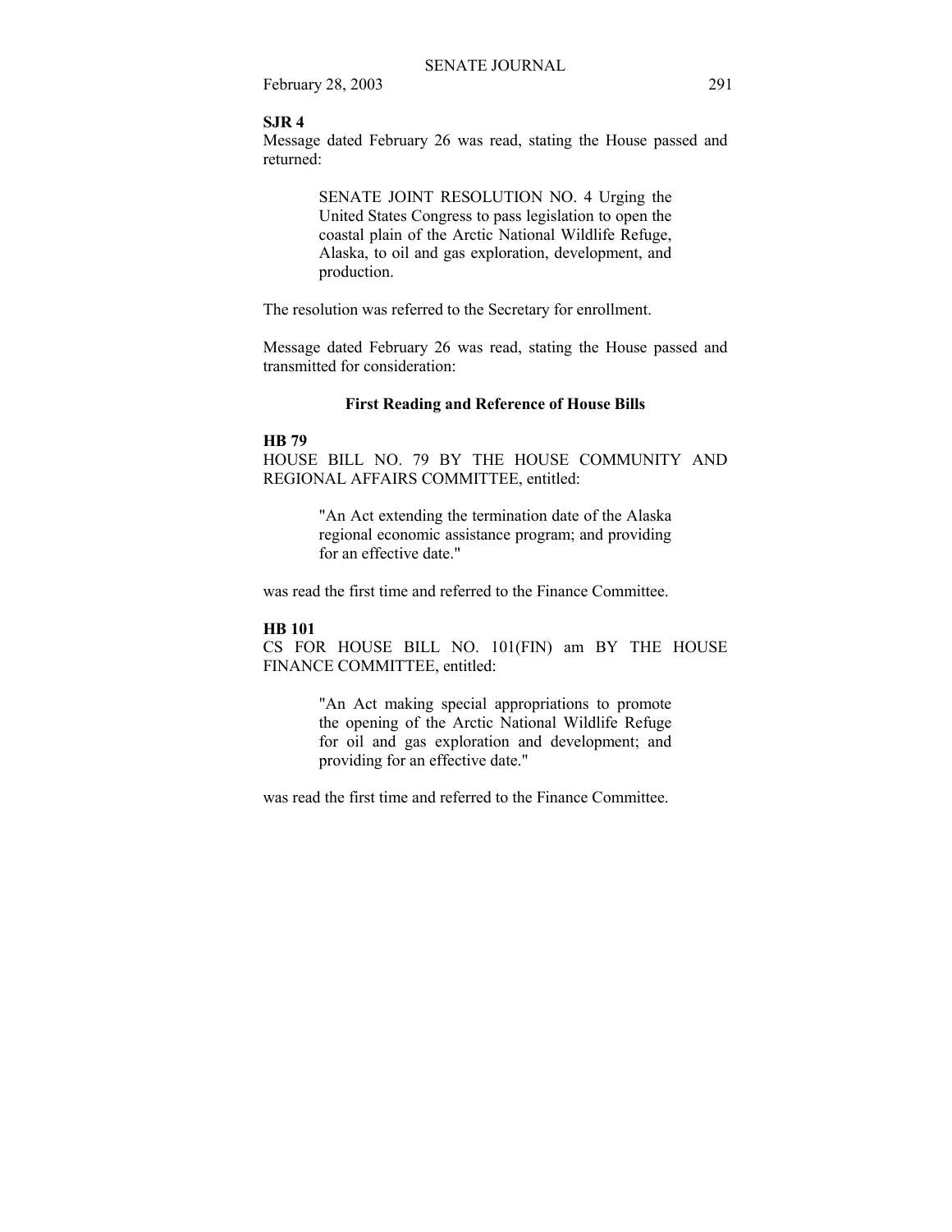**SJR 4**

Message dated February 26 was read, stating the House passed and returned:

> SENATE JOINT RESOLUTION NO. 4 Urging the United States Congress to pass legislation to open the coastal plain of the Arctic National Wildlife Refuge, Alaska, to oil and gas exploration, development, and production.

The resolution was referred to the Secretary for enrollment.

Message dated February 26 was read, stating the House passed and transmitted for consideration:

**First Reading and Reference of House Bills**

**HB 79**

HOUSE BILL NO. 79 BY THE HOUSE COMMUNITY AND REGIONAL AFFAIRS COMMITTEE, entitled:

> "An Act extending the termination date of the Alaska regional economic assistance program; and providing for an effective date."

was read the first time and referred to the Finance Committee.

**HB 101**

CS FOR HOUSE BILL NO. 101(FIN) am BY THE HOUSE FINANCE COMMITTEE, entitled:

> "An Act making special appropriations to promote the opening of the Arctic National Wildlife Refuge for oil and gas exploration and development; and providing for an effective date."

was read the first time and referred to the Finance Committee.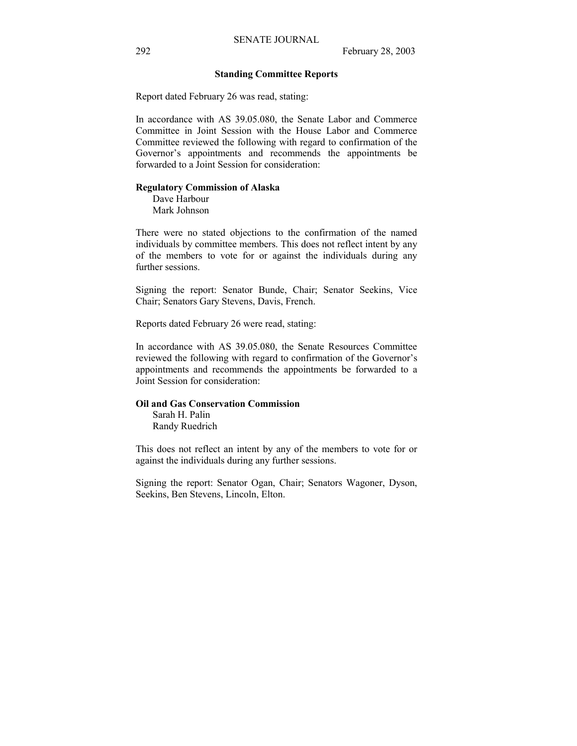## Standing Committee Reports

Report dated February 26 was read, stating:

In accordance with AS 39.05.080, the Senate Labor and Commerce Committee in Joint Session with the House Labor and Commerce Committee reviewed the following with regard to confirmation of the Governor's appointments and recommends the appointments be forwarded to a Joint Session for consideration:

**Regulatory Commission of Alaska**
Dave Harbour
Mark Johnson

There were no stated objections to the confirmation of the named individuals by committee members. This does not reflect intent by any of the members to vote for or against the individuals during any further sessions.

Signing the report: Senator Bunde, Chair; Senator Seekins, Vice Chair; Senators Gary Stevens, Davis, French.

Reports dated February 26 were read, stating:

In accordance with AS 39.05.080, the Senate Resources Committee reviewed the following with regard to confirmation of the Governor's appointments and recommends the appointments be forwarded to a Joint Session for consideration:

**Oil and Gas Conservation Commission**
Sarah H. Palin
Randy Ruedrich

This does not reflect an intent by any of the members to vote for or against the individuals during any further sessions.

Signing the report: Senator Ogan, Chair; Senators Wagoner, Dyson, Seekins, Ben Stevens, Lincoln, Elton.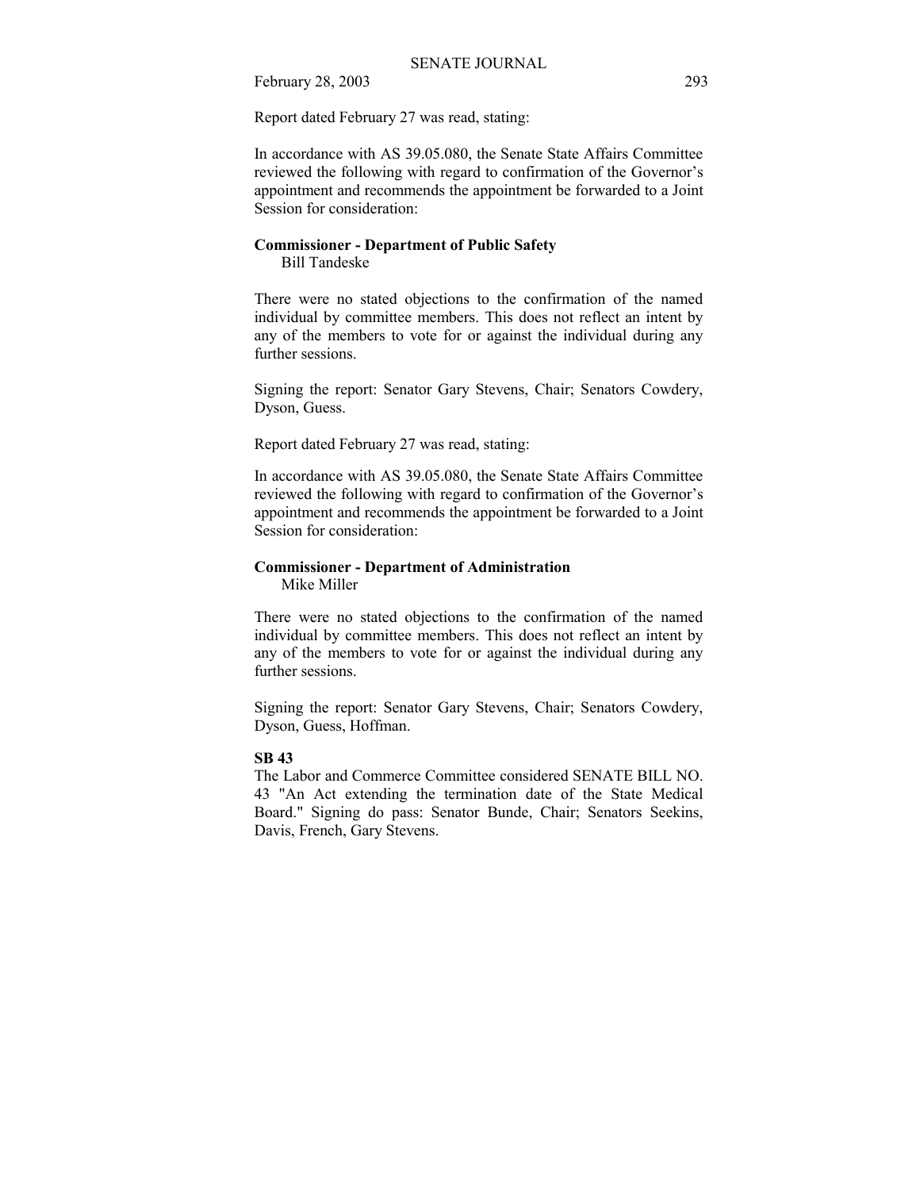Report dated February 27 was read, stating:

In accordance with AS 39.05.080, the Senate State Affairs Committee reviewed the following with regard to confirmation of the Governor's appointment and recommends the appointment be forwarded to a Joint Session for consideration:

**Commissioner - Department of Public Safety**
Bill Tandeske

There were no stated objections to the confirmation of the named individual by committee members. This does not reflect an intent by any of the members to vote for or against the individual during any further sessions.

Signing the report: Senator Gary Stevens, Chair; Senators Cowdery, Dyson, Guess.

Report dated February 27 was read, stating:

In accordance with AS 39.05.080, the Senate State Affairs Committee reviewed the following with regard to confirmation of the Governor's appointment and recommends the appointment be forwarded to a Joint Session for consideration:

**Commissioner - Department of Administration**
Mike Miller

There were no stated objections to the confirmation of the named individual by committee members. This does not reflect an intent by any of the members to vote for or against the individual during any further sessions.

Signing the report: Senator Gary Stevens, Chair; Senators Cowdery, Dyson, Guess, Hoffman.

**SB 43**

The Labor and Commerce Committee considered SENATE BILL NO. 43 "An Act extending the termination date of the State Medical Board." Signing do pass: Senator Bunde, Chair; Senators Seekins, Davis, French, Gary Stevens.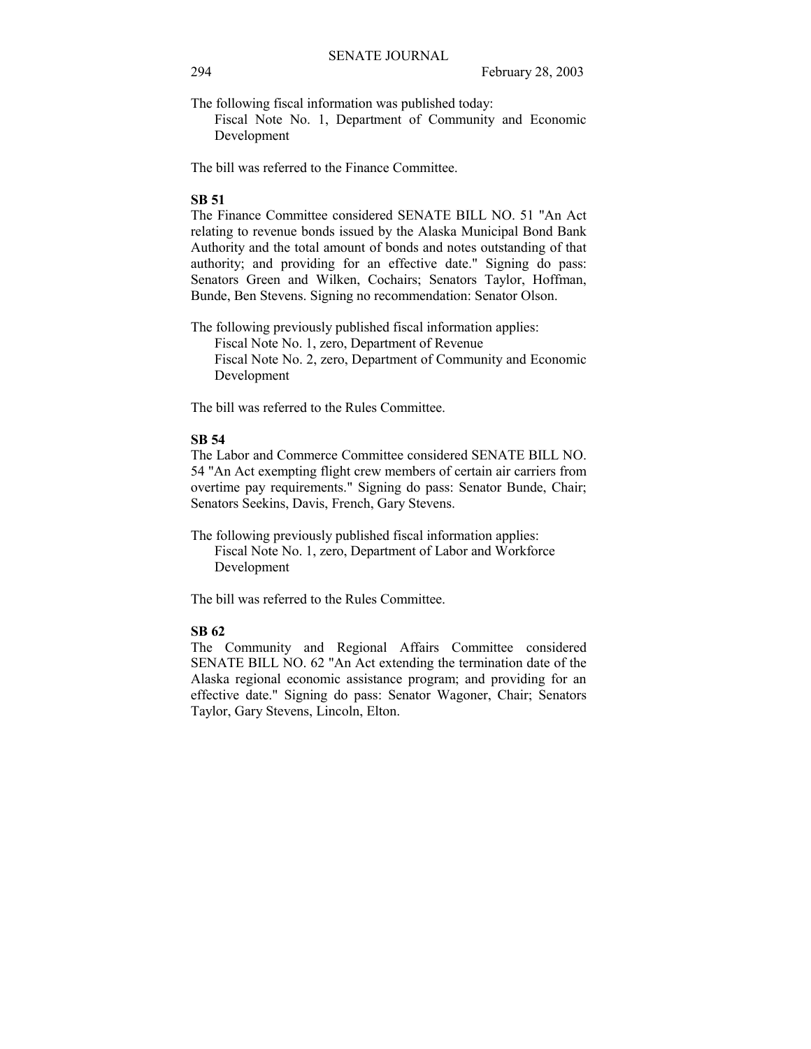The following fiscal information was published today:

Fiscal Note No. 1, Department of Community and Economic Development

The bill was referred to the Finance Committee.

**SB 51**

The Finance Committee considered SENATE BILL NO. 51 "An Act relating to revenue bonds issued by the Alaska Municipal Bond Bank Authority and the total amount of bonds and notes outstanding of that authority; and providing for an effective date." Signing do pass: Senators Green and Wilken, Cochairs; Senators Taylor, Hoffman, Bunde, Ben Stevens. Signing no recommendation: Senator Olson.

The following previously published fiscal information applies:

Fiscal Note No. 1, zero, Department of Revenue

Fiscal Note No. 2, zero, Department of Community and Economic Development

The bill was referred to the Rules Committee.

**SB 54**

The Labor and Commerce Committee considered SENATE BILL NO. 54 "An Act exempting flight crew members of certain air carriers from overtime pay requirements." Signing do pass: Senator Bunde, Chair; Senators Seekins, Davis, French, Gary Stevens.

The following previously published fiscal information applies:

Fiscal Note No. 1, zero, Department of Labor and Workforce Development

The bill was referred to the Rules Committee.

**SB 62**

The Community and Regional Affairs Committee considered SENATE BILL NO. 62 "An Act extending the termination date of the Alaska regional economic assistance program; and providing for an effective date." Signing do pass: Senator Wagoner, Chair; Senators Taylor, Gary Stevens, Lincoln, Elton.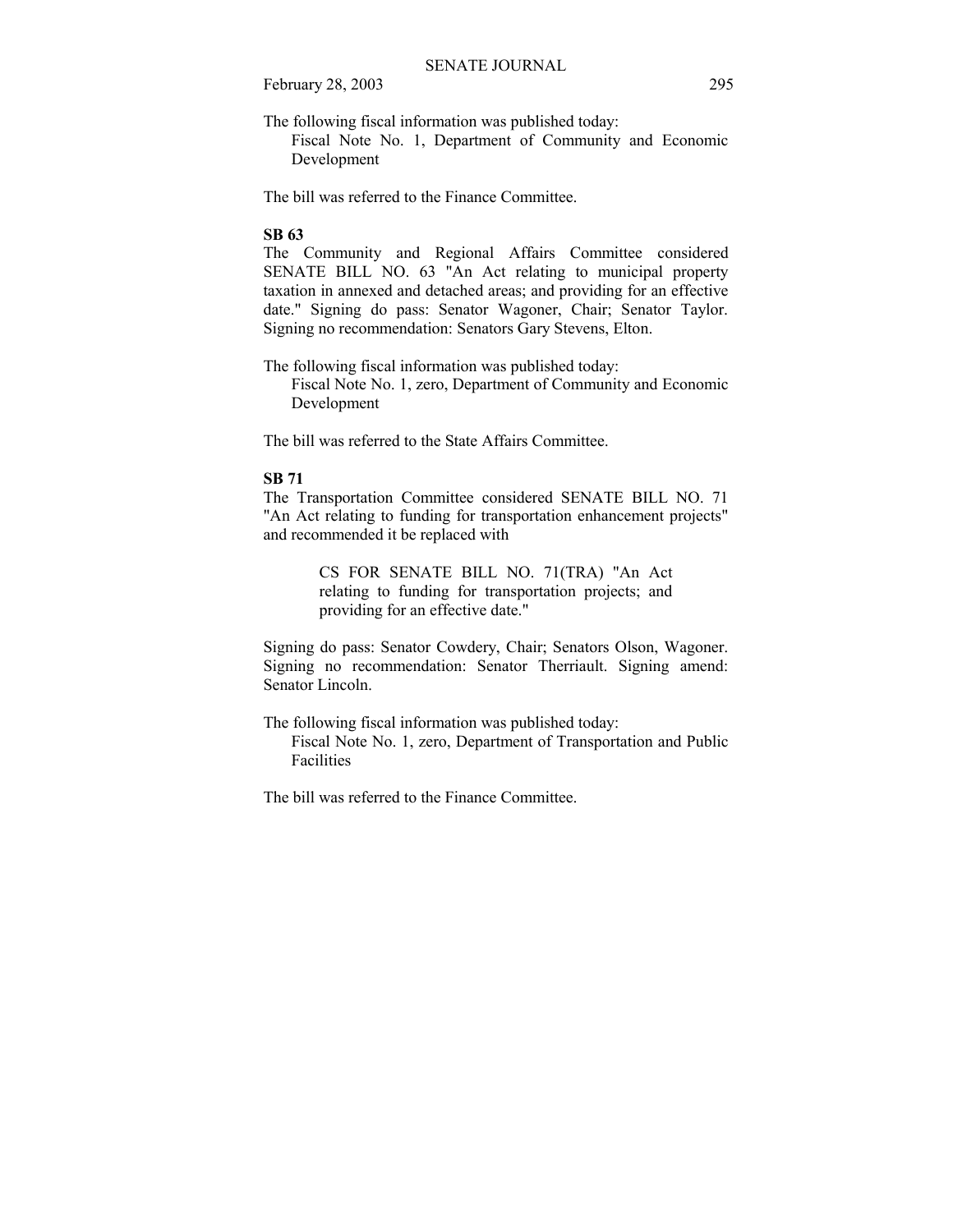The following fiscal information was published today:

Fiscal Note No. 1, Department of Community and Economic Development

The bill was referred to the Finance Committee.

**SB 63**

The Community and Regional Affairs Committee considered SENATE BILL NO. 63 "An Act relating to municipal property taxation in annexed and detached areas; and providing for an effective date." Signing do pass: Senator Wagoner, Chair; Senator Taylor. Signing no recommendation: Senators Gary Stevens, Elton.

The following fiscal information was published today:

Fiscal Note No. 1, zero, Department of Community and Economic Development

The bill was referred to the State Affairs Committee.

**SB 71**

The Transportation Committee considered SENATE BILL NO. 71 "An Act relating to funding for transportation enhancement projects" and recommended it be replaced with

> CS FOR SENATE BILL NO. 71(TRA) "An Act relating to funding for transportation projects; and providing for an effective date."

Signing do pass: Senator Cowdery, Chair; Senators Olson, Wagoner. Signing no recommendation: Senator Therriault. Signing amend: Senator Lincoln.

The following fiscal information was published today:

Fiscal Note No. 1, zero, Department of Transportation and Public Facilities

The bill was referred to the Finance Committee.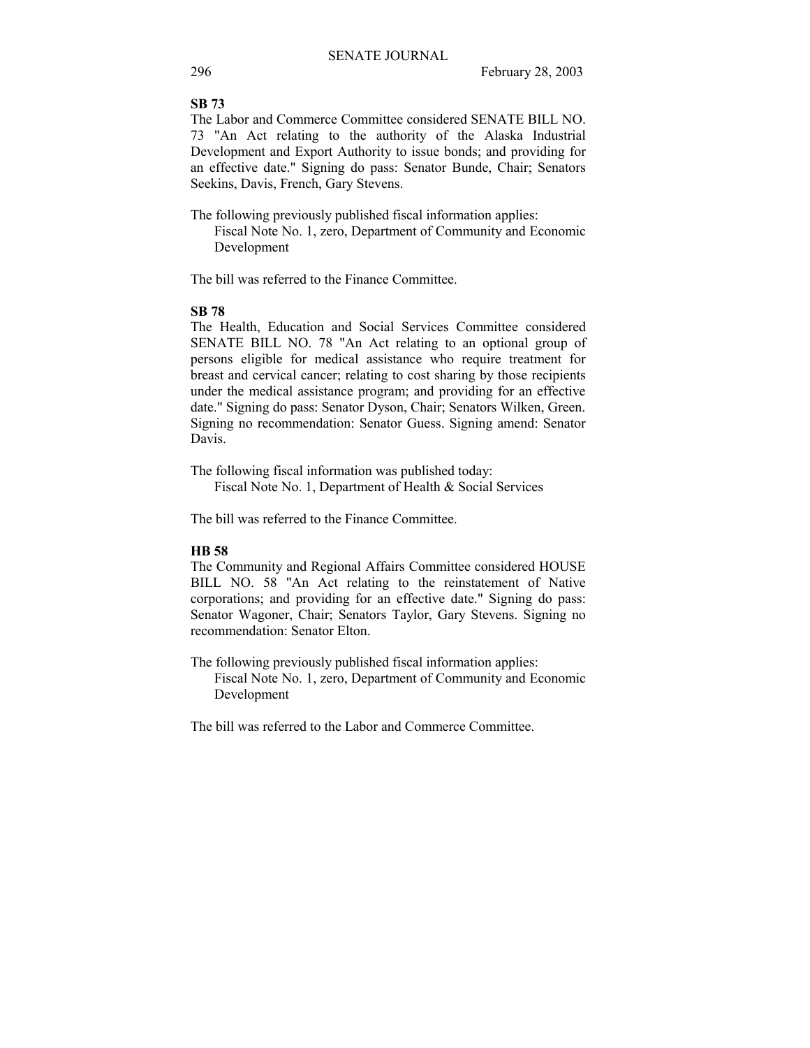**SB 73**

The Labor and Commerce Committee considered SENATE BILL NO. 73 "An Act relating to the authority of the Alaska Industrial Development and Export Authority to issue bonds; and providing for an effective date." Signing do pass: Senator Bunde, Chair; Senators Seekins, Davis, French, Gary Stevens.

The following previously published fiscal information applies:

Fiscal Note No. 1, zero, Department of Community and Economic Development

The bill was referred to the Finance Committee.

**SB 78**

The Health, Education and Social Services Committee considered SENATE BILL NO. 78 "An Act relating to an optional group of persons eligible for medical assistance who require treatment for breast and cervical cancer; relating to cost sharing by those recipients under the medical assistance program; and providing for an effective date." Signing do pass: Senator Dyson, Chair; Senators Wilken, Green. Signing no recommendation: Senator Guess. Signing amend: Senator Davis.

The following fiscal information was published today:

Fiscal Note No. 1, Department of Health & Social Services

The bill was referred to the Finance Committee.

**HB 58**

The Community and Regional Affairs Committee considered HOUSE BILL NO. 58 "An Act relating to the reinstatement of Native corporations; and providing for an effective date." Signing do pass: Senator Wagoner, Chair; Senators Taylor, Gary Stevens. Signing no recommendation: Senator Elton.

The following previously published fiscal information applies:

Fiscal Note No. 1, zero, Department of Community and Economic Development

The bill was referred to the Labor and Commerce Committee.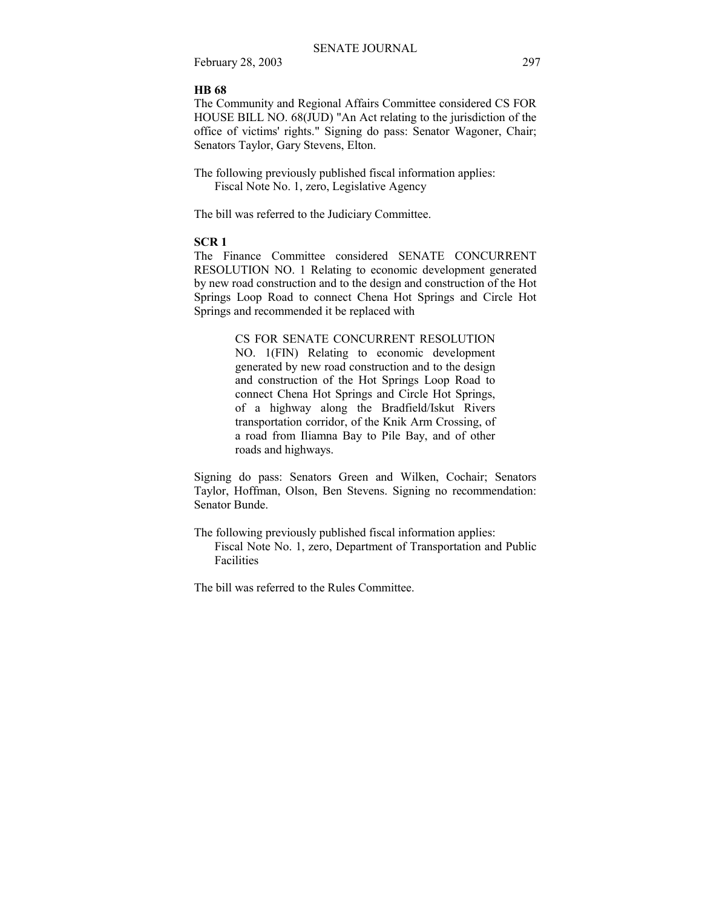**HB 68**

The Community and Regional Affairs Committee considered CS FOR HOUSE BILL NO. 68(JUD) "An Act relating to the jurisdiction of the office of victims' rights." Signing do pass: Senator Wagoner, Chair; Senators Taylor, Gary Stevens, Elton.

The following previously published fiscal information applies:
Fiscal Note No. 1, zero, Legislative Agency

The bill was referred to the Judiciary Committee.

**SCR 1**

The Finance Committee considered SENATE CONCURRENT RESOLUTION NO. 1 Relating to economic development generated by new road construction and to the design and construction of the Hot Springs Loop Road to connect Chena Hot Springs and Circle Hot Springs and recommended it be replaced with

> CS FOR SENATE CONCURRENT RESOLUTION NO. 1(FIN) Relating to economic development generated by new road construction and to the design and construction of the Hot Springs Loop Road to connect Chena Hot Springs and Circle Hot Springs, of a highway along the Bradfield/Iskut Rivers transportation corridor, of the Knik Arm Crossing, of a road from Iliamna Bay to Pile Bay, and of other roads and highways.

Signing do pass: Senators Green and Wilken, Cochair; Senators Taylor, Hoffman, Olson, Ben Stevens. Signing no recommendation: Senator Bunde.

The following previously published fiscal information applies:
Fiscal Note No. 1, zero, Department of Transportation and Public Facilities

The bill was referred to the Rules Committee.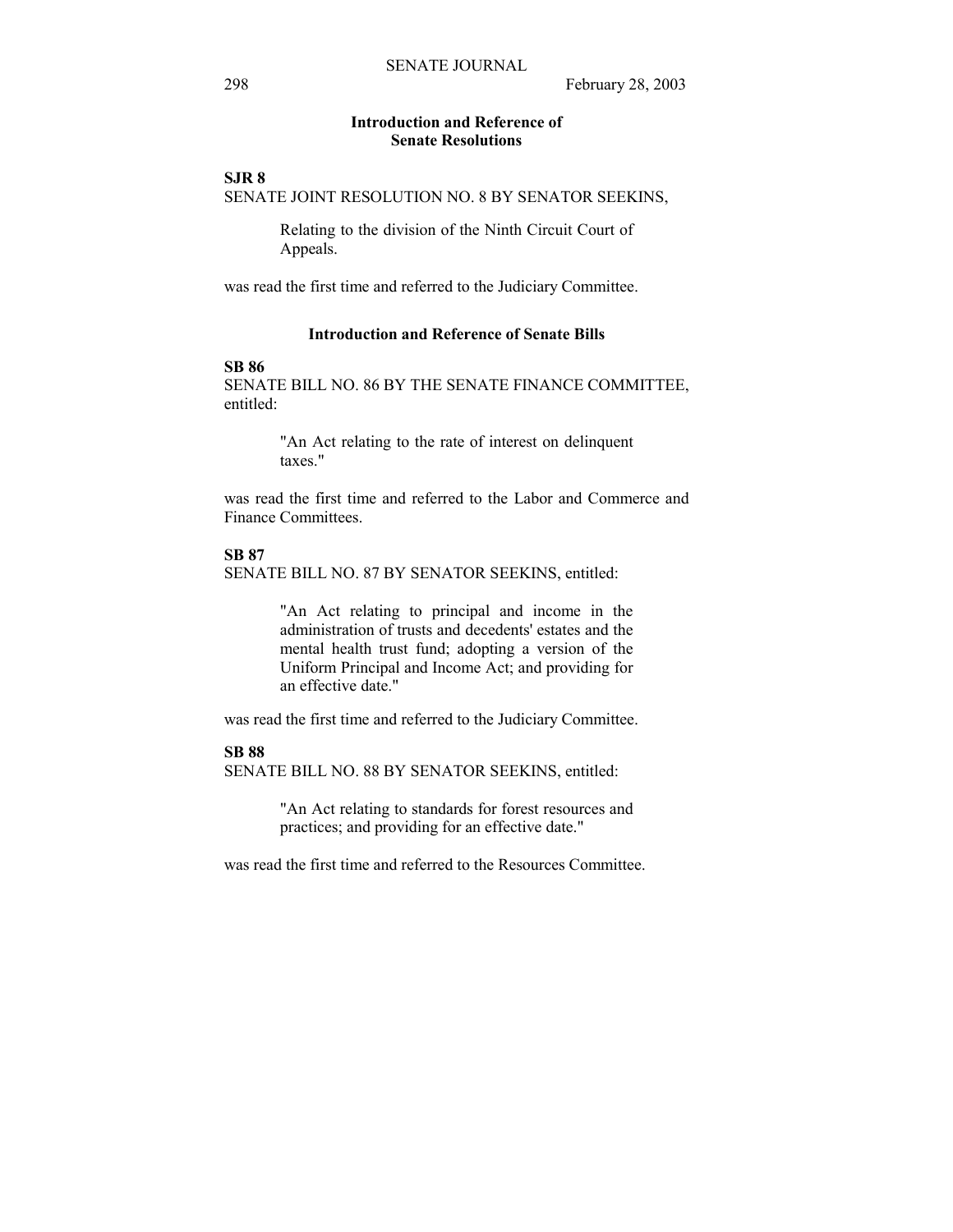## Introduction and Reference of Senate Resolutions

**SJR 8**

SENATE JOINT RESOLUTION NO. 8 BY SENATOR SEEKINS,

> Relating to the division of the Ninth Circuit Court of Appeals.

was read the first time and referred to the Judiciary Committee.

## Introduction and Reference of Senate Bills

**SB 86**

SENATE BILL NO. 86 BY THE SENATE FINANCE COMMITTEE, entitled:

> "An Act relating to the rate of interest on delinquent taxes."

was read the first time and referred to the Labor and Commerce and Finance Committees.

**SB 87**

SENATE BILL NO. 87 BY SENATOR SEEKINS, entitled:

> "An Act relating to principal and income in the administration of trusts and decedents' estates and the mental health trust fund; adopting a version of the Uniform Principal and Income Act; and providing for an effective date."

was read the first time and referred to the Judiciary Committee.

**SB 88**

SENATE BILL NO. 88 BY SENATOR SEEKINS, entitled:

> "An Act relating to standards for forest resources and practices; and providing for an effective date."

was read the first time and referred to the Resources Committee.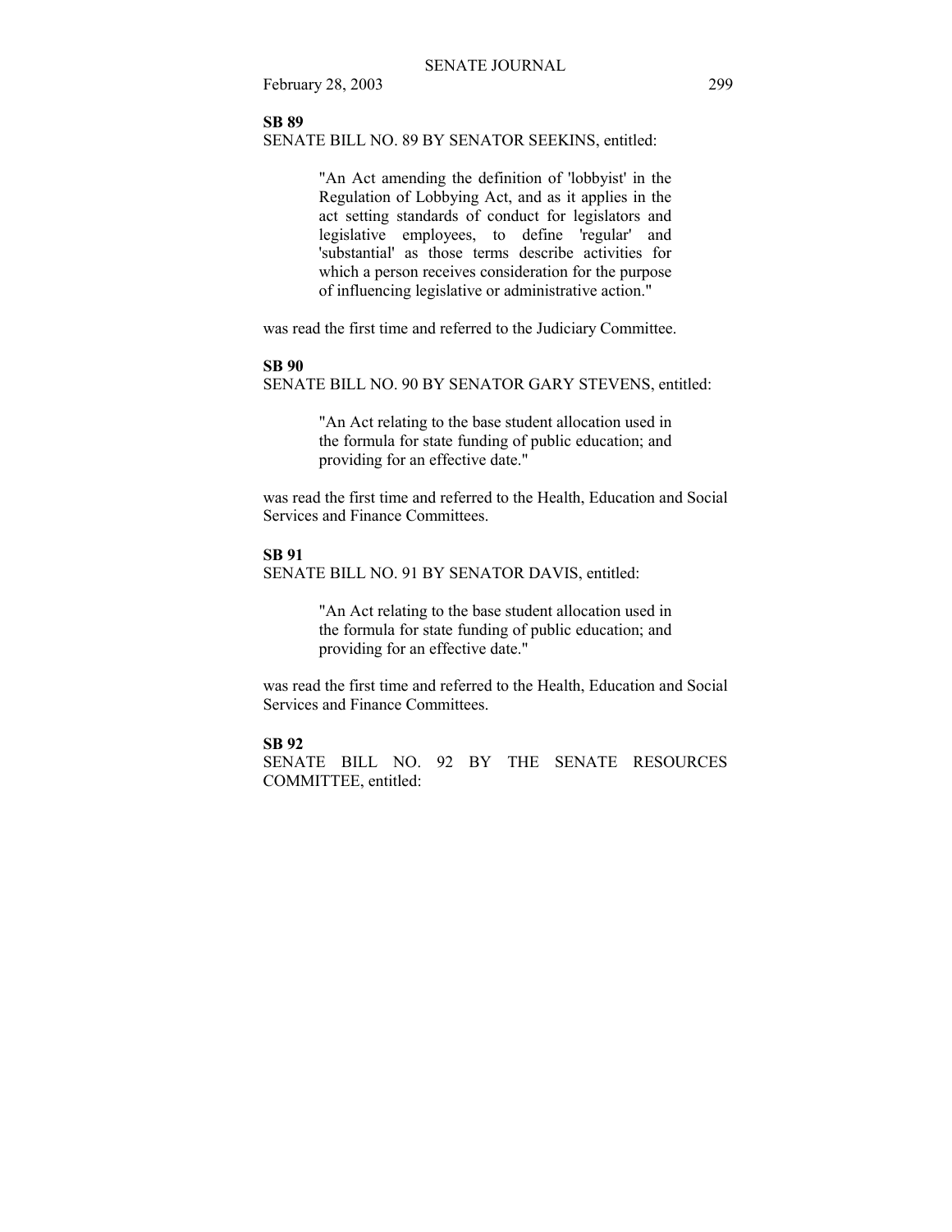**SB 89**

SENATE BILL NO. 89 BY SENATOR SEEKINS, entitled:

> "An Act amending the definition of 'lobbyist' in the Regulation of Lobbying Act, and as it applies in the act setting standards of conduct for legislators and legislative employees, to define 'regular' and 'substantial' as those terms describe activities for which a person receives consideration for the purpose of influencing legislative or administrative action."

was read the first time and referred to the Judiciary Committee.

**SB 90**

SENATE BILL NO. 90 BY SENATOR GARY STEVENS, entitled:

> "An Act relating to the base student allocation used in the formula for state funding of public education; and providing for an effective date."

was read the first time and referred to the Health, Education and Social Services and Finance Committees.

**SB 91**

SENATE BILL NO. 91 BY SENATOR DAVIS, entitled:

> "An Act relating to the base student allocation used in the formula for state funding of public education; and providing for an effective date."

was read the first time and referred to the Health, Education and Social Services and Finance Committees.

**SB 92**

SENATE BILL NO. 92 BY THE SENATE RESOURCES COMMITTEE, entitled: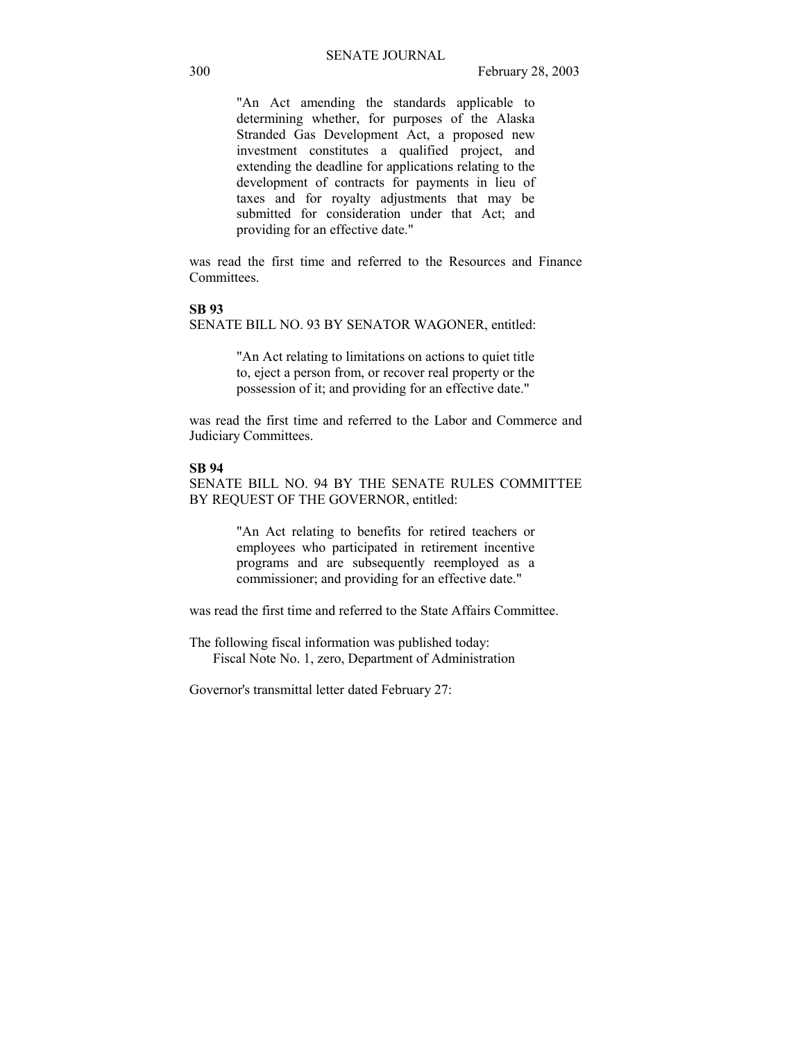"An Act amending the standards applicable to determining whether, for purposes of the Alaska Stranded Gas Development Act, a proposed new investment constitutes a qualified project, and extending the deadline for applications relating to the development of contracts for payments in lieu of taxes and for royalty adjustments that may be submitted for consideration under that Act; and providing for an effective date."

was read the first time and referred to the Resources and Finance Committees.

**SB 93**

SENATE BILL NO. 93 BY SENATOR WAGONER, entitled:

"An Act relating to limitations on actions to quiet title to, eject a person from, or recover real property or the possession of it; and providing for an effective date."

was read the first time and referred to the Labor and Commerce and Judiciary Committees.

**SB 94**

SENATE BILL NO. 94 BY THE SENATE RULES COMMITTEE BY REQUEST OF THE GOVERNOR, entitled:

"An Act relating to benefits for retired teachers or employees who participated in retirement incentive programs and are subsequently reemployed as a commissioner; and providing for an effective date."

was read the first time and referred to the State Affairs Committee.

The following fiscal information was published today:
Fiscal Note No. 1, zero, Department of Administration

Governor's transmittal letter dated February 27: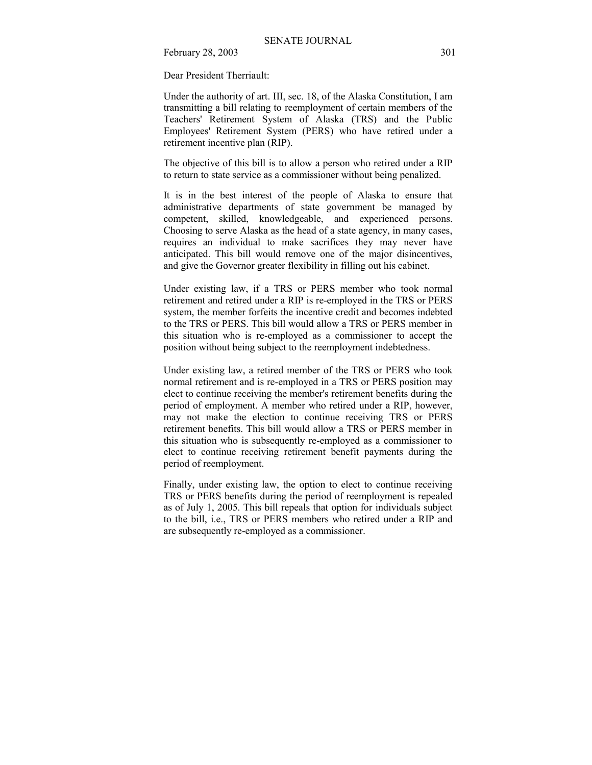Dear President Therriault:

Under the authority of art. III, sec. 18, of the Alaska Constitution, I am transmitting a bill relating to reemployment of certain members of the Teachers' Retirement System of Alaska (TRS) and the Public Employees' Retirement System (PERS) who have retired under a retirement incentive plan (RIP).

The objective of this bill is to allow a person who retired under a RIP to return to state service as a commissioner without being penalized.

It is in the best interest of the people of Alaska to ensure that administrative departments of state government be managed by competent, skilled, knowledgeable, and experienced persons. Choosing to serve Alaska as the head of a state agency, in many cases, requires an individual to make sacrifices they may never have anticipated. This bill would remove one of the major disincentives, and give the Governor greater flexibility in filling out his cabinet.

Under existing law, if a TRS or PERS member who took normal retirement and retired under a RIP is re-employed in the TRS or PERS system, the member forfeits the incentive credit and becomes indebted to the TRS or PERS. This bill would allow a TRS or PERS member in this situation who is re-employed as a commissioner to accept the position without being subject to the reemployment indebtedness.

Under existing law, a retired member of the TRS or PERS who took normal retirement and is re-employed in a TRS or PERS position may elect to continue receiving the member's retirement benefits during the period of employment. A member who retired under a RIP, however, may not make the election to continue receiving TRS or PERS retirement benefits. This bill would allow a TRS or PERS member in this situation who is subsequently re-employed as a commissioner to elect to continue receiving retirement benefit payments during the period of reemployment.

Finally, under existing law, the option to elect to continue receiving TRS or PERS benefits during the period of reemployment is repealed as of July 1, 2005. This bill repeals that option for individuals subject to the bill, i.e., TRS or PERS members who retired under a RIP and are subsequently re-employed as a commissioner.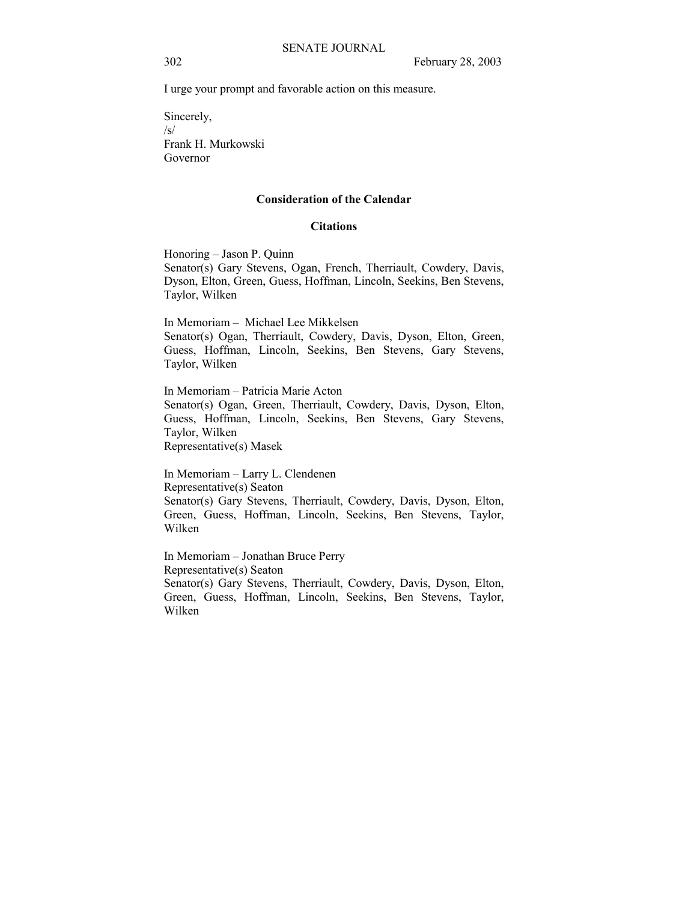I urge your prompt and favorable action on this measure.

Sincerely,
/s/
Frank H. Murkowski
Governor

## Consideration of the Calendar

### Citations

Honoring – Jason P. Quinn
Senator(s) Gary Stevens, Ogan, French, Therriault, Cowdery, Davis, Dyson, Elton, Green, Guess, Hoffman, Lincoln, Seekins, Ben Stevens, Taylor, Wilken

In Memoriam – Michael Lee Mikkelsen
Senator(s) Ogan, Therriault, Cowdery, Davis, Dyson, Elton, Green, Guess, Hoffman, Lincoln, Seekins, Ben Stevens, Gary Stevens, Taylor, Wilken

In Memoriam – Patricia Marie Acton
Senator(s) Ogan, Green, Therriault, Cowdery, Davis, Dyson, Elton, Guess, Hoffman, Lincoln, Seekins, Ben Stevens, Gary Stevens, Taylor, Wilken
Representative(s) Masek

In Memoriam – Larry L. Clendenen
Representative(s) Seaton
Senator(s) Gary Stevens, Therriault, Cowdery, Davis, Dyson, Elton, Green, Guess, Hoffman, Lincoln, Seekins, Ben Stevens, Taylor, Wilken

In Memoriam – Jonathan Bruce Perry
Representative(s) Seaton
Senator(s) Gary Stevens, Therriault, Cowdery, Davis, Dyson, Elton, Green, Guess, Hoffman, Lincoln, Seekins, Ben Stevens, Taylor, Wilken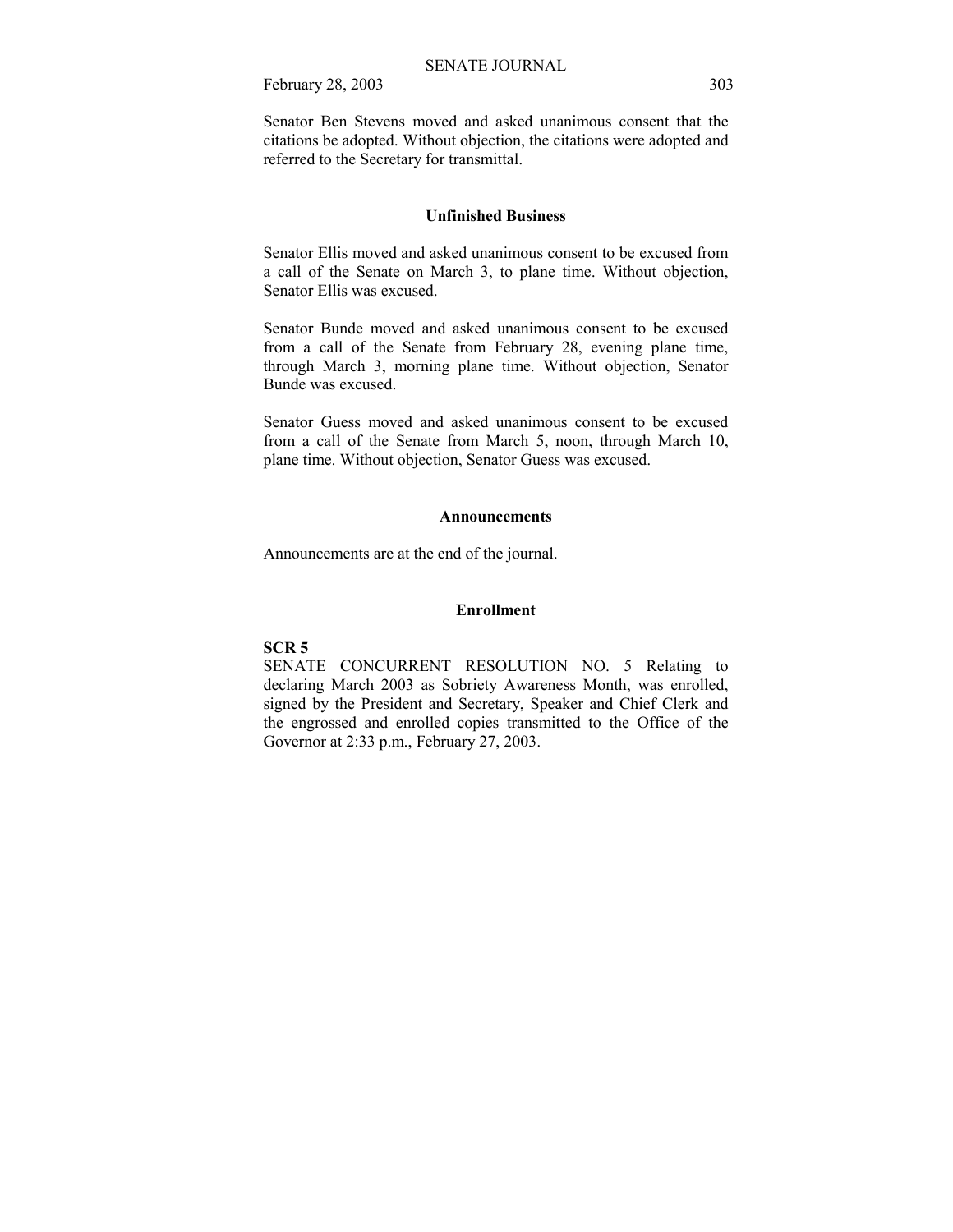Senator Ben Stevens moved and asked unanimous consent that the citations be adopted. Without objection, the citations were adopted and referred to the Secretary for transmittal.

## Unfinished Business

Senator Ellis moved and asked unanimous consent to be excused from a call of the Senate on March 3, to plane time. Without objection, Senator Ellis was excused.

Senator Bunde moved and asked unanimous consent to be excused from a call of the Senate from February 28, evening plane time, through March 3, morning plane time. Without objection, Senator Bunde was excused.

Senator Guess moved and asked unanimous consent to be excused from a call of the Senate from March 5, noon, through March 10, plane time. Without objection, Senator Guess was excused.

## Announcements

Announcements are at the end of the journal.

## Enrollment

**SCR 5**
SENATE CONCURRENT RESOLUTION NO. 5 Relating to declaring March 2003 as Sobriety Awareness Month, was enrolled, signed by the President and Secretary, Speaker and Chief Clerk and the engrossed and enrolled copies transmitted to the Office of the Governor at 2:33 p.m., February 27, 2003.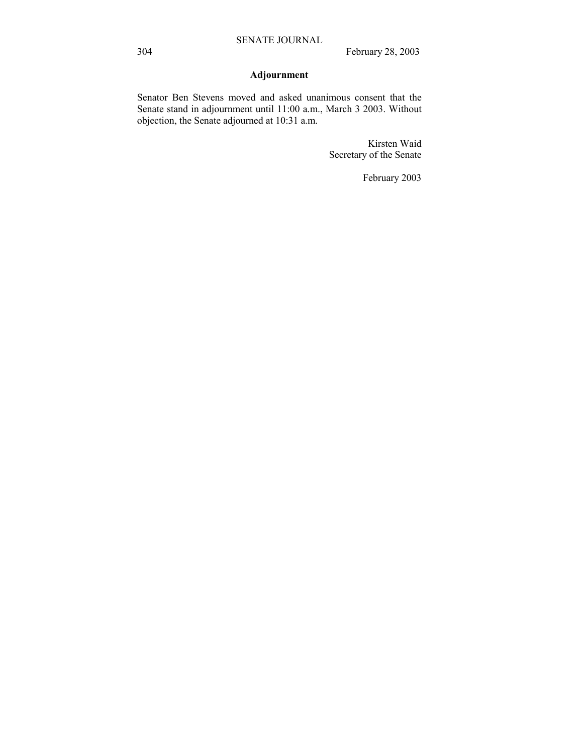## Adjournment

Senator Ben Stevens moved and asked unanimous consent that the Senate stand in adjournment until 11:00 a.m., March 3 2003. Without objection, the Senate adjourned at 10:31 a.m.

Kirsten Waid
Secretary of the Senate

February 2003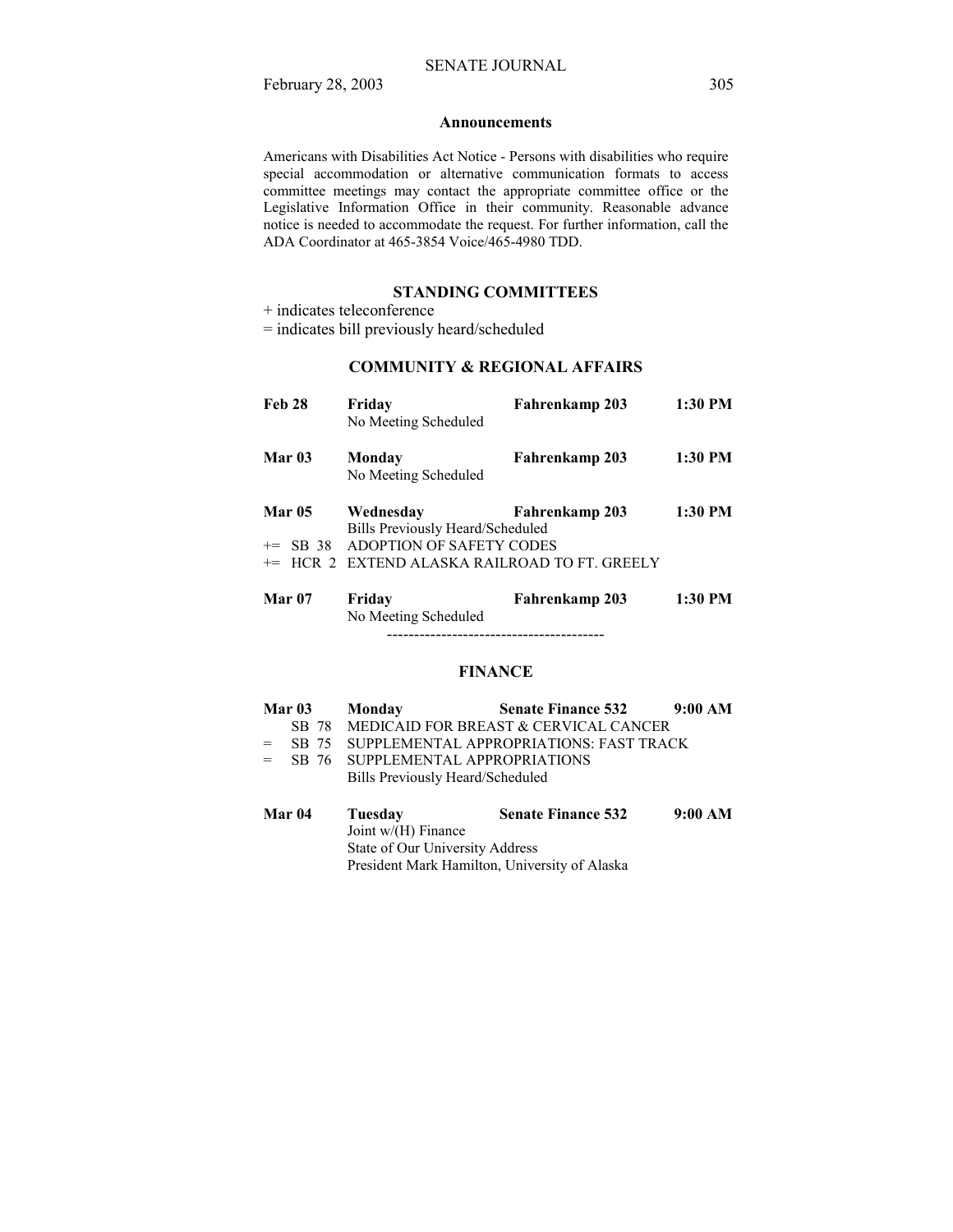## Announcements

Americans with Disabilities Act Notice - Persons with disabilities who require special accommodation or alternative communication formats to access committee meetings may contact the appropriate committee office or the Legislative Information Office in their community. Reasonable advance notice is needed to accommodate the request. For further information, call the ADA Coordinator at 465-3854 Voice/465-4980 TDD.

## STANDING COMMITTEES

+ indicates teleconference
= indicates bill previously heard/scheduled

### COMMUNITY & REGIONAL AFFAIRS

**Feb 28** **Friday** **Fahrenkamp 203** **1:30 PM**
No Meeting Scheduled

**Mar 03** **Monday** **Fahrenkamp 203** **1:30 PM**
No Meeting Scheduled

**Mar 05** **Wednesday** **Fahrenkamp 203** **1:30 PM**
Bills Previously Heard/Scheduled
+= SB 38 ADOPTION OF SAFETY CODES
+= HCR 2 EXTEND ALASKA RAILROAD TO FT. GREELY

**Mar 07** **Friday** **Fahrenkamp 203** **1:30 PM**
No Meeting Scheduled

----------------------------------------

### FINANCE

**Mar 03** **Monday** **Senate Finance 532** **9:00 AM**
SB 78 MEDICAID FOR BREAST & CERVICAL CANCER
= SB 75 SUPPLEMENTAL APPROPRIATIONS: FAST TRACK
= SB 76 SUPPLEMENTAL APPROPRIATIONS
Bills Previously Heard/Scheduled

**Mar 04** **Tuesday** **Senate Finance 532** **9:00 AM**
Joint w/(H) Finance
State of Our University Address
President Mark Hamilton, University of Alaska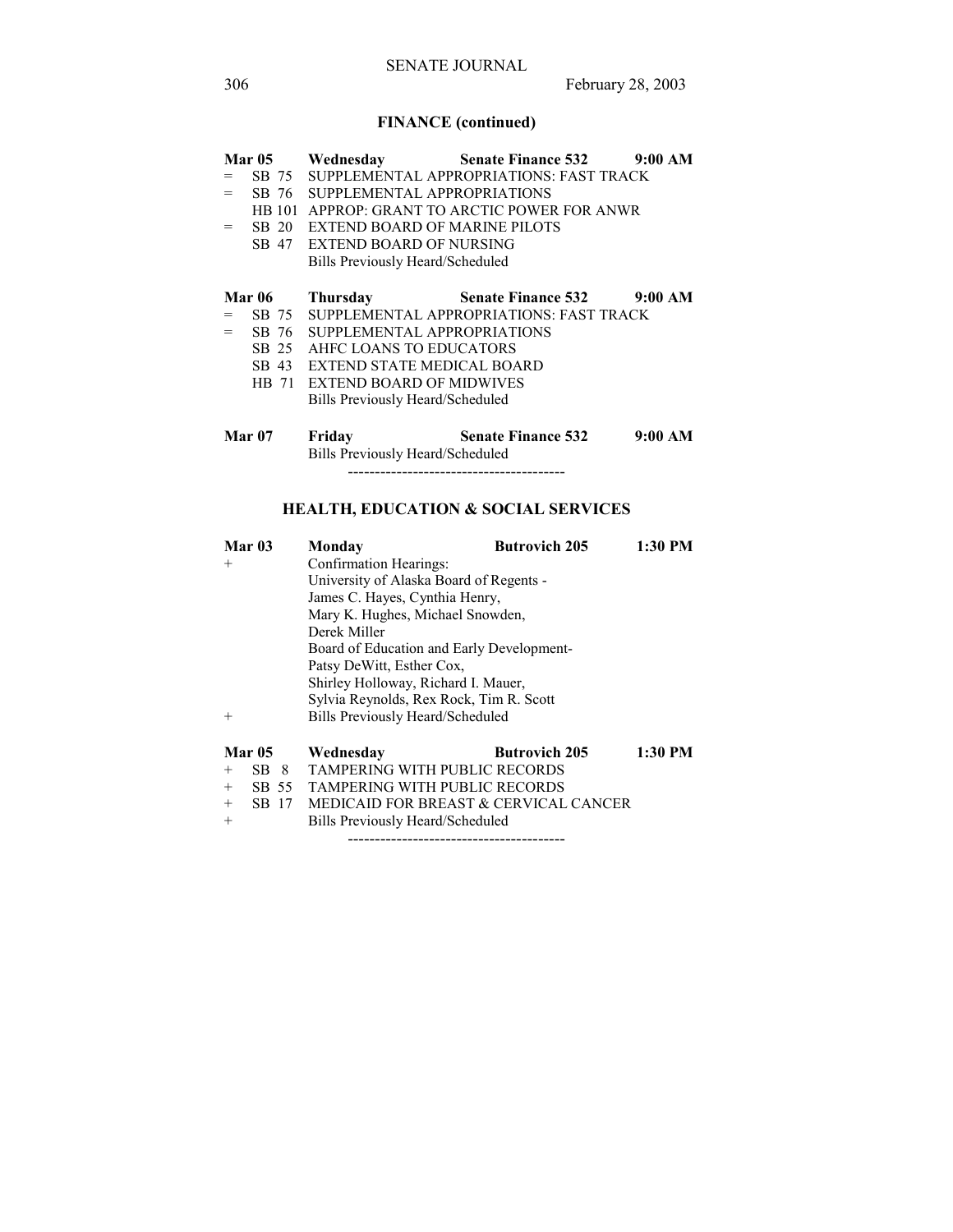## FINANCE (continued)

**Mar 05** **Wednesday** **Senate Finance 532** **9:00 AM**

| | | |
|---|---|---|
| = | SB 75 | SUPPLEMENTAL APPROPRIATIONS: FAST TRACK |
| = | SB 76 | SUPPLEMENTAL APPROPRIATIONS |
| | HB 101 | APPROP: GRANT TO ARCTIC POWER FOR ANWR |
| = | SB 20 | EXTEND BOARD OF MARINE PILOTS |
| | SB 47 | EXTEND BOARD OF NURSING |
| | | Bills Previously Heard/Scheduled |

**Mar 06** **Thursday** **Senate Finance 532** **9:00 AM**

| | | |
|---|---|---|
| = | SB 75 | SUPPLEMENTAL APPROPRIATIONS: FAST TRACK |
| = | SB 76 | SUPPLEMENTAL APPROPRIATIONS |
| | SB 25 | AHFC LOANS TO EDUCATORS |
| | SB 43 | EXTEND STATE MEDICAL BOARD |
| | HB 71 | EXTEND BOARD OF MIDWIVES |
| | | Bills Previously Heard/Scheduled |

**Mar 07** **Friday** **Senate Finance 532** **9:00 AM**

Bills Previously Heard/Scheduled

----------------------------------------

## HEALTH, EDUCATION & SOCIAL SERVICES

**Mar 03** **Monday** **Butrovich 205** **1:30 PM**

+ Confirmation Hearings:
  University of Alaska Board of Regents -
  James C. Hayes, Cynthia Henry,
  Mary K. Hughes, Michael Snowden,
  Derek Miller
  Board of Education and Early Development-
  Patsy DeWitt, Esther Cox,
  Shirley Holloway, Richard I. Mauer,
  Sylvia Reynolds, Rex Rock, Tim R. Scott
+ Bills Previously Heard/Scheduled

**Mar 05** **Wednesday** **Butrovich 205** **1:30 PM**

| | | |
|---|---|---|
| + | SB 8 | TAMPERING WITH PUBLIC RECORDS |
| + | SB 55 | TAMPERING WITH PUBLIC RECORDS |
| + | SB 17 | MEDICAID FOR BREAST & CERVICAL CANCER |
| + | | Bills Previously Heard/Scheduled |

----------------------------------------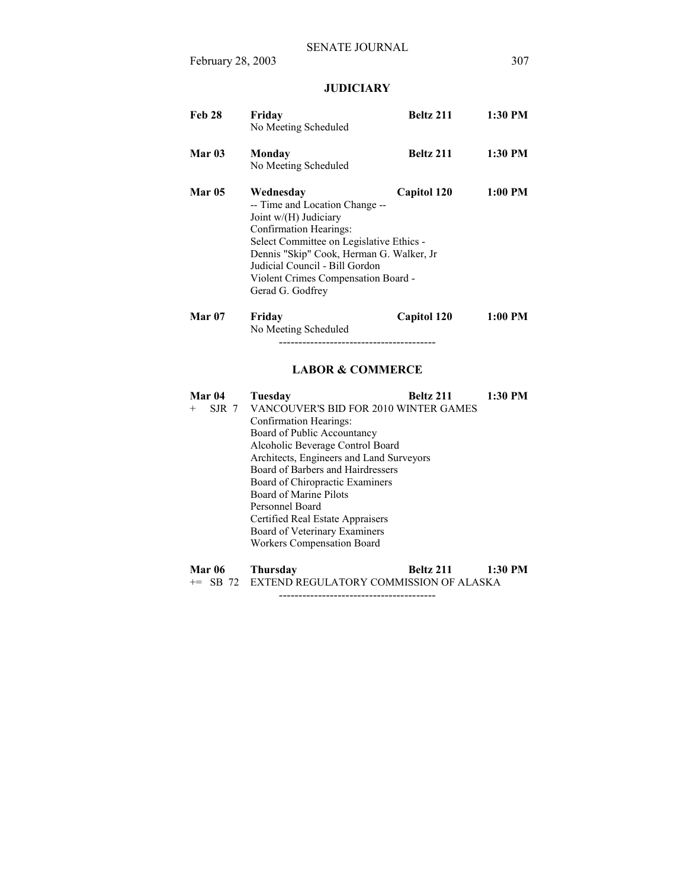## JUDICIARY

**Feb 28** **Friday** **Beltz 211** **1:30 PM**
No Meeting Scheduled

**Mar 03** **Monday** **Beltz 211** **1:30 PM**
No Meeting Scheduled

**Mar 05** **Wednesday** **Capitol 120** **1:00 PM**
-- Time and Location Change --
Joint w/(H) Judiciary
Confirmation Hearings:
Select Committee on Legislative Ethics -
Dennis "Skip" Cook, Herman G. Walker, Jr
Judicial Council - Bill Gordon
Violent Crimes Compensation Board -
Gerad G. Godfrey

**Mar 07** **Friday** **Capitol 120** **1:00 PM**
No Meeting Scheduled

----------------------------------------

## LABOR & COMMERCE

**Mar 04** **Tuesday** **Beltz 211** **1:30 PM**
\+ SJR 7 VANCOUVER'S BID FOR 2010 WINTER GAMES
Confirmation Hearings:
Board of Public Accountancy
Alcoholic Beverage Control Board
Architects, Engineers and Land Surveyors
Board of Barbers and Hairdressers
Board of Chiropractic Examiners
Board of Marine Pilots
Personnel Board
Certified Real Estate Appraisers
Board of Veterinary Examiners
Workers Compensation Board

**Mar 06** **Thursday** **Beltz 211** **1:30 PM**
+= SB 72 EXTEND REGULATORY COMMISSION OF ALASKA

----------------------------------------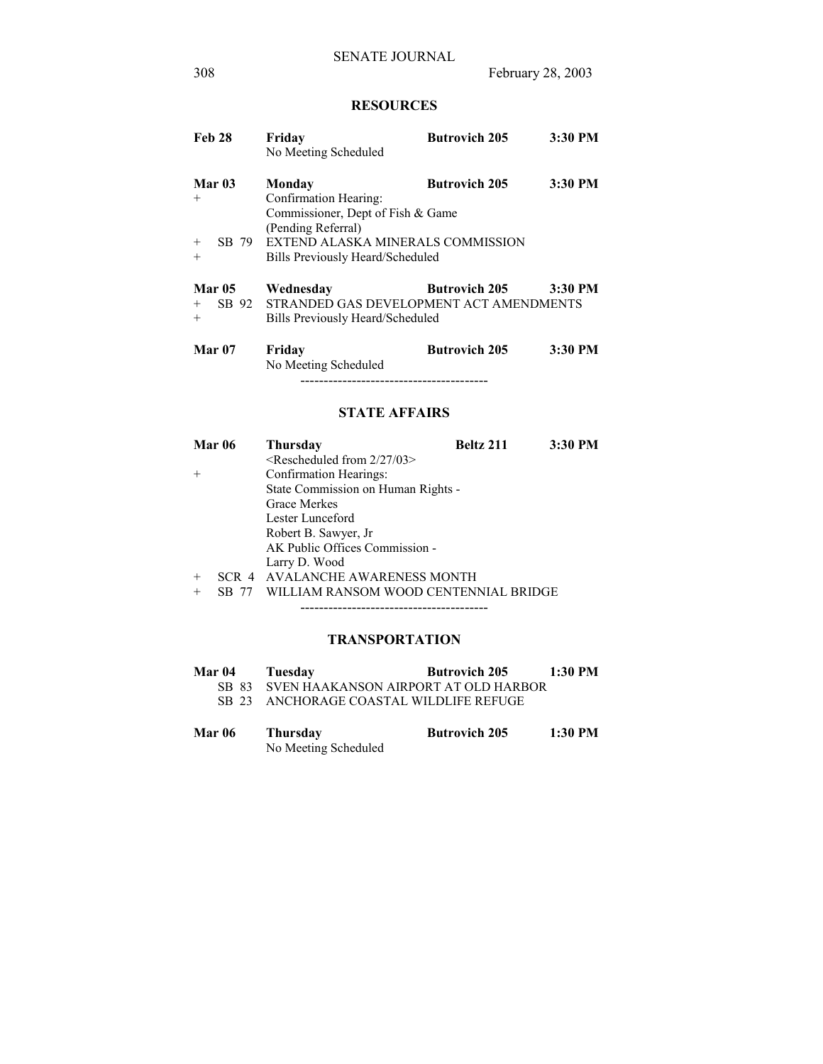## RESOURCES

**Feb 28** **Friday** **Butrovich 205** **3:30 PM**
No Meeting Scheduled

**Mar 03** **Monday** **Butrovich 205** **3:30 PM**
\+ Confirmation Hearing:
Commissioner, Dept of Fish & Game
(Pending Referral)
\+ SB 79 EXTEND ALASKA MINERALS COMMISSION
\+ Bills Previously Heard/Scheduled

**Mar 05** **Wednesday** **Butrovich 205** **3:30 PM**
\+ SB 92 STRANDED GAS DEVELOPMENT ACT AMENDMENTS
\+ Bills Previously Heard/Scheduled

**Mar 07** **Friday** **Butrovich 205** **3:30 PM**
No Meeting Scheduled

----------------------------------------

## STATE AFFAIRS

**Mar 06** **Thursday** **Beltz 211** **3:30 PM**
<Rescheduled from 2/27/03>
\+ Confirmation Hearings:
State Commission on Human Rights -
Grace Merkes
Lester Lunceford
Robert B. Sawyer, Jr
AK Public Offices Commission -
Larry D. Wood
\+ SCR 4 AVALANCHE AWARENESS MONTH
\+ SB 77 WILLIAM RANSOM WOOD CENTENNIAL BRIDGE

----------------------------------------

## TRANSPORTATION

**Mar 04** **Tuesday** **Butrovich 205** **1:30 PM**
SB 83 SVEN HAAKANSON AIRPORT AT OLD HARBOR
SB 23 ANCHORAGE COASTAL WILDLIFE REFUGE

**Mar 06** **Thursday** **Butrovich 205** **1:30 PM**
No Meeting Scheduled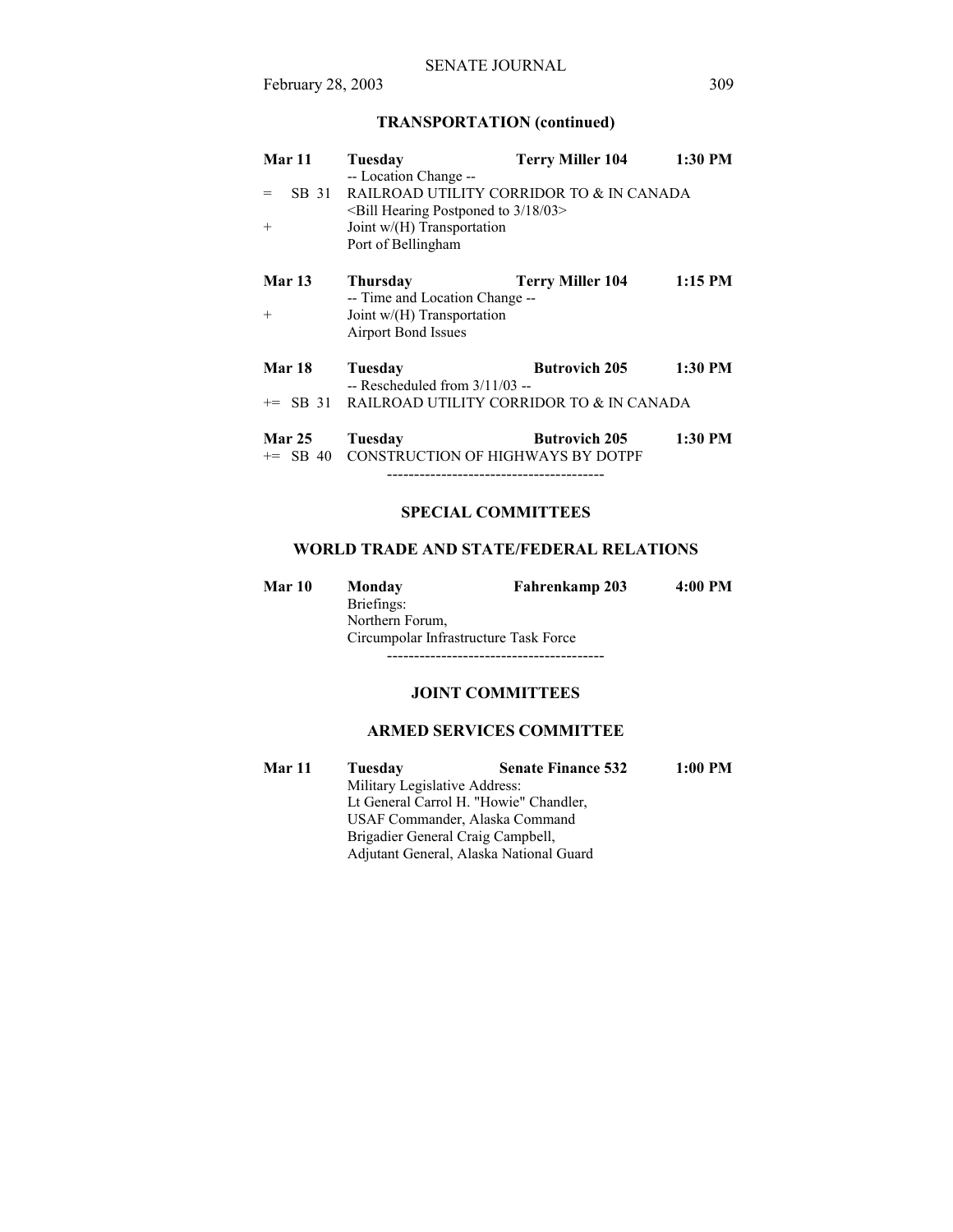## TRANSPORTATION (continued)

**Mar 11** **Tuesday** **Terry Miller 104** **1:30 PM**
-- Location Change --
= SB 31 RAILROAD UTILITY CORRIDOR TO & IN CANADA
<Bill Hearing Postponed to 3/18/03>
\+ Joint w/(H) Transportation
Port of Bellingham

**Mar 13** **Thursday** **Terry Miller 104** **1:15 PM**
-- Time and Location Change --
\+ Joint w/(H) Transportation
Airport Bond Issues

**Mar 18** **Tuesday** **Butrovich 205** **1:30 PM**
-- Rescheduled from 3/11/03 --
+= SB 31 RAILROAD UTILITY CORRIDOR TO & IN CANADA

**Mar 25** **Tuesday** **Butrovich 205** **1:30 PM**
+= SB 40 CONSTRUCTION OF HIGHWAYS BY DOTPF

----------------------------------------

## SPECIAL COMMITTEES

### WORLD TRADE AND STATE/FEDERAL RELATIONS

**Mar 10** **Monday** **Fahrenkamp 203** **4:00 PM**
Briefings:
Northern Forum,
Circumpolar Infrastructure Task Force

----------------------------------------

## JOINT COMMITTEES

### ARMED SERVICES COMMITTEE

**Mar 11** **Tuesday** **Senate Finance 532** **1:00 PM**
Military Legislative Address:
Lt General Carrol H. "Howie" Chandler,
USAF Commander, Alaska Command
Brigadier General Craig Campbell,
Adjutant General, Alaska National Guard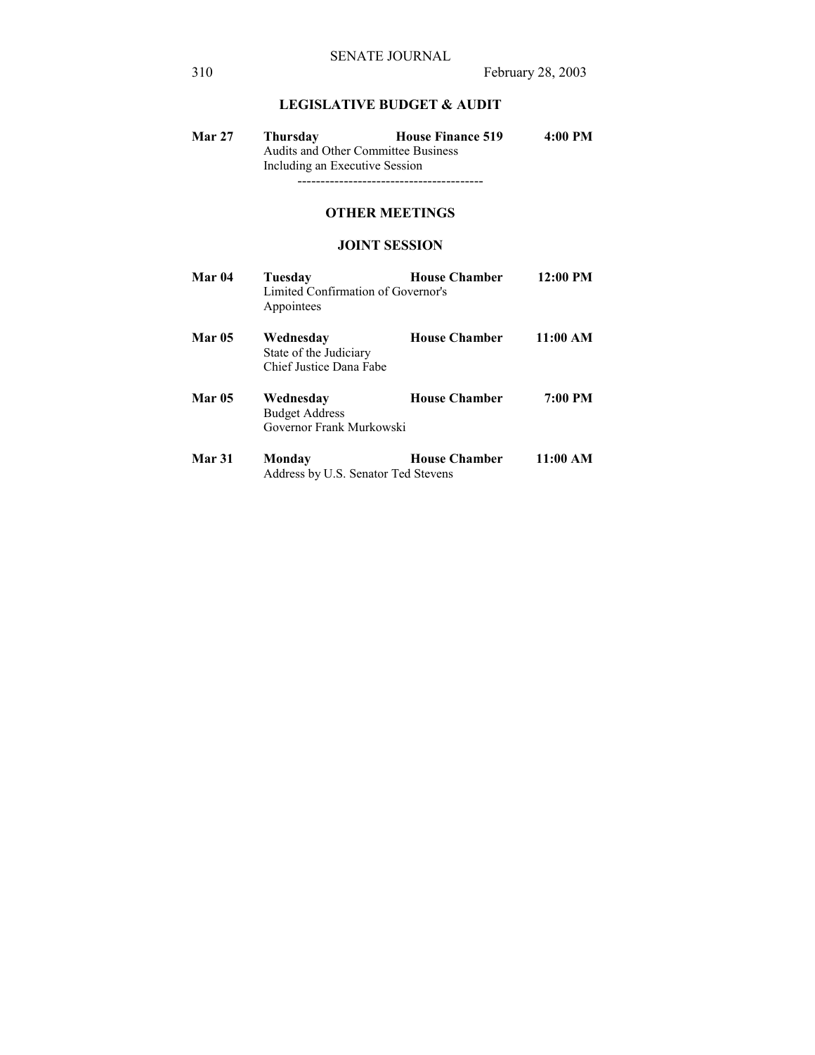## LEGISLATIVE BUDGET & AUDIT

**Mar 27** **Thursday** **House Finance 519** **4:00 PM**
Audits and Other Committee Business
Including an Executive Session

----------------------------------------

## OTHER MEETINGS

### JOINT SESSION

**Mar 04** **Tuesday** **House Chamber** **12:00 PM**
Limited Confirmation of Governor's Appointees

**Mar 05** **Wednesday** **House Chamber** **11:00 AM**
State of the Judiciary
Chief Justice Dana Fabe

**Mar 05** **Wednesday** **House Chamber** **7:00 PM**
Budget Address
Governor Frank Murkowski

**Mar 31** **Monday** **House Chamber** **11:00 AM**
Address by U.S. Senator Ted Stevens